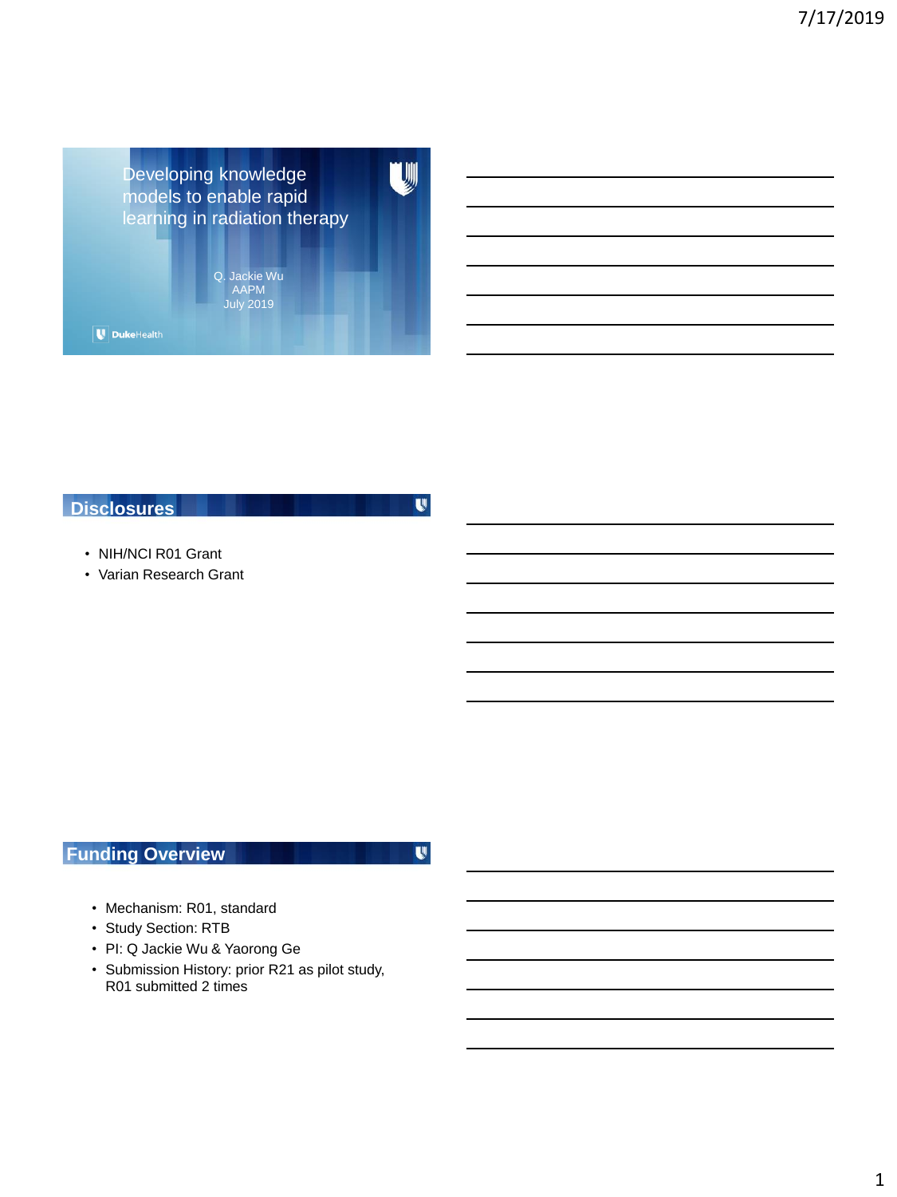# Developing knowledge models to enable rapid learning in radiation therapy

Q. Jackie Wu
AAPM
July 2019

DukeHealth

## Disclosures

- NIH/NCI R01 Grant
- Varian Research Grant

## Funding Overview

- Mechanism: R01, standard
- Study Section: RTB
- PI: Q Jackie Wu & Yaorong Ge
- Submission History: prior R21 as pilot study, R01 submitted 2 times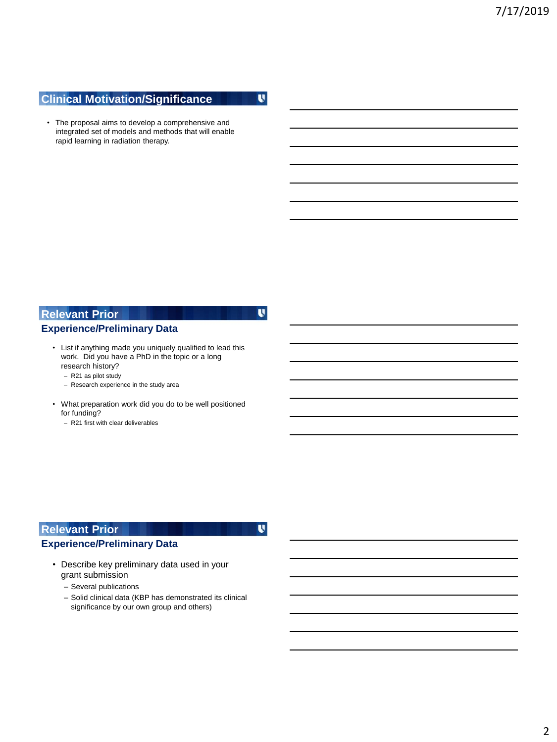## Clinical Motivation/Significance

- The proposal aims to develop a comprehensive and integrated set of models and methods that will enable rapid learning in radiation therapy.

## Relevant Prior Experience/Preliminary Data

- List if anything made you uniquely qualified to lead this work. Did you have a PhD in the topic or a long research history?
  - R21 as pilot study
  - Research experience in the study area
- What preparation work did you do to be well positioned for funding?
  - R21 first with clear deliverables

## Relevant Prior Experience/Preliminary Data

- Describe key preliminary data used in your grant submission
  - Several publications
  - Solid clinical data (KBP has demonstrated its clinical significance by our own group and others)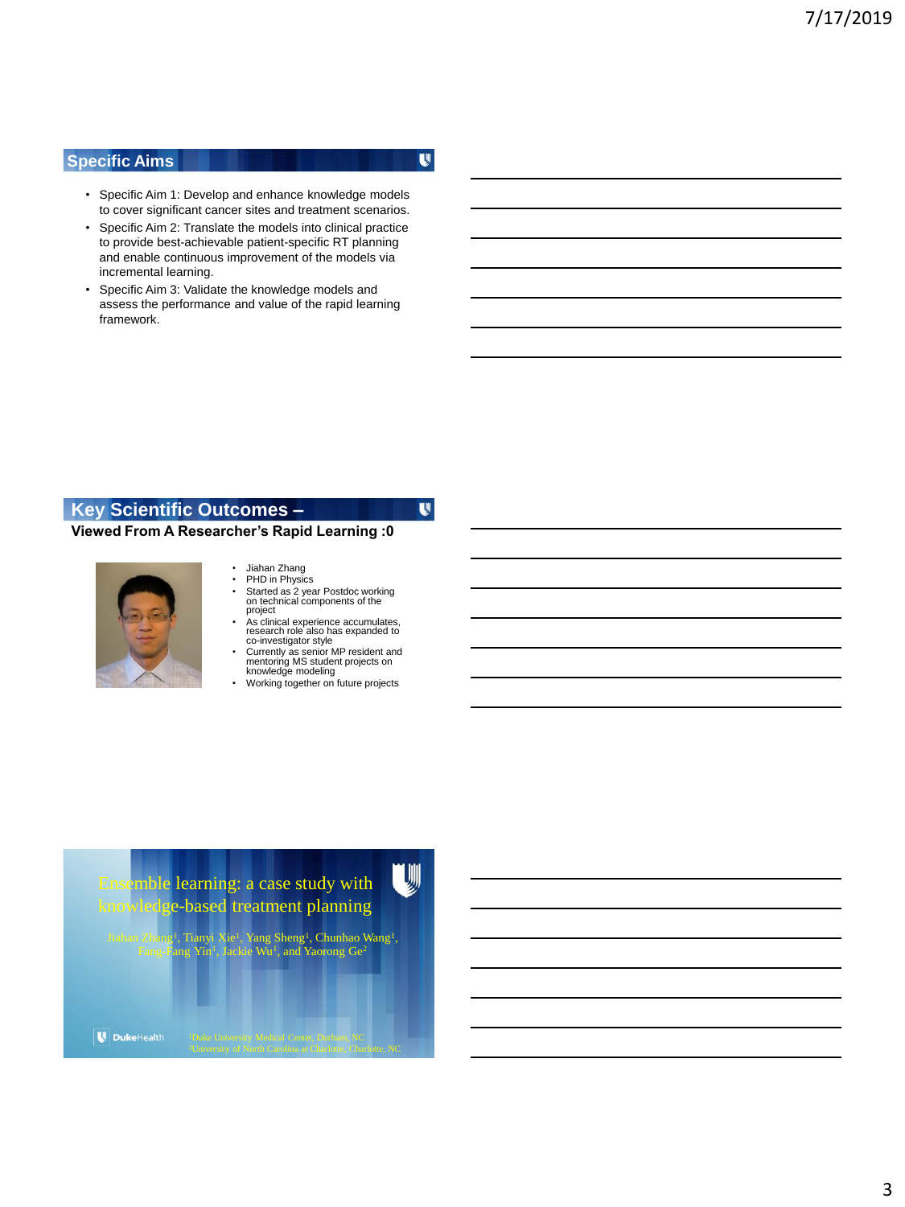## Specific Aims

- Specific Aim 1: Develop and enhance knowledge models to cover significant cancer sites and treatment scenarios.
- Specific Aim 2: Translate the models into clinical practice to provide best-achievable patient-specific RT planning and enable continuous improvement of the models via incremental learning.
- Specific Aim 3: Validate the knowledge models and assess the performance and value of the rapid learning framework.

## Key Scientific Outcomes – Viewed From A Researcher's Rapid Learning :0

- Jiahan Zhang
- PHD in Physics
- Started as 2 year Postdoc working on technical components of the project
- As clinical experience accumulates, research role also has expanded to co-investigator style
- Currently as senior MP resident and mentoring MS student projects on knowledge modeling
- Working together on future projects

## Ensemble learning: a case study with knowledge-based treatment planning

Jiahan Zhang[1], Tianyi Xie[1], Yang Sheng[1], Chunhao Wang[1], Fang-Fang Yin[1], Jackie Wu[1], and Yaorong Ge[2]

DukeHealth

[1]Duke University Medical Center, Durham, NC
[2]University of North Carolina at Charlotte, Charlotte, NC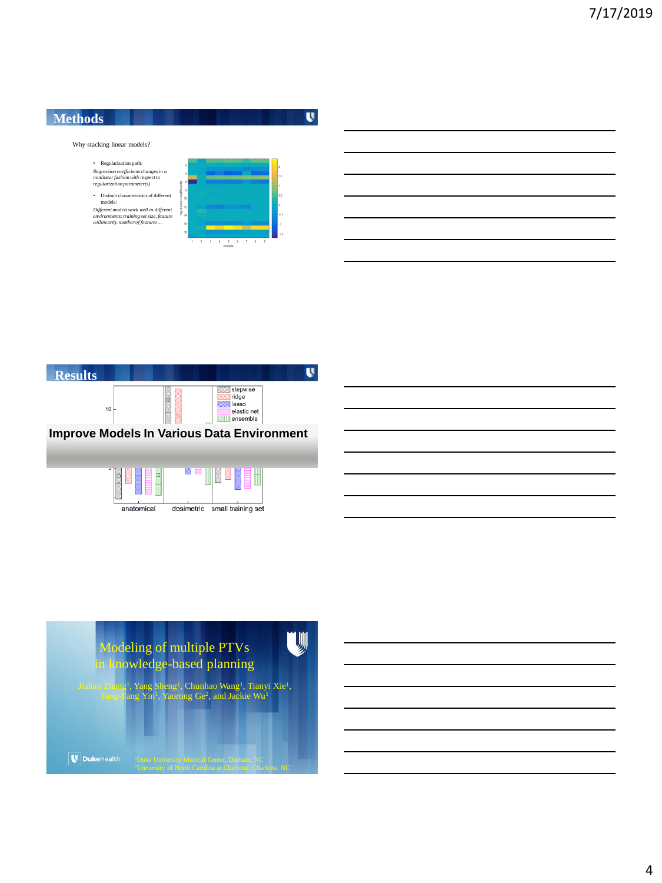## Methods

Why stacking linear models?

- Regularization path:

*Regression coefficients changes in a nonlinear fashion with respect to regularization parameter(s)*

- Distinct characteristics of different models:

*Different models work well in different environments: training set size, feature collinearity, number of features….*

## Results

stepwise
ridge
lasso
elastic net
ensemble

**Improve Models In Various Data Environment**

anatomical dosimetric small training set

# Modeling of multiple PTVs in knowledge-based planning

Jiahan Zhang[1], Yang Sheng[1], Chunhao Wang[1], Tianyi Xie[1], Fang-Fang Yin[1], Yaorong Ge[2], and Jackie Wu[1]

DukeHealth

[1]Duke University Medical Center, Durham, NC
[2]University of North Carolina at Charlotte, Charlotte, NC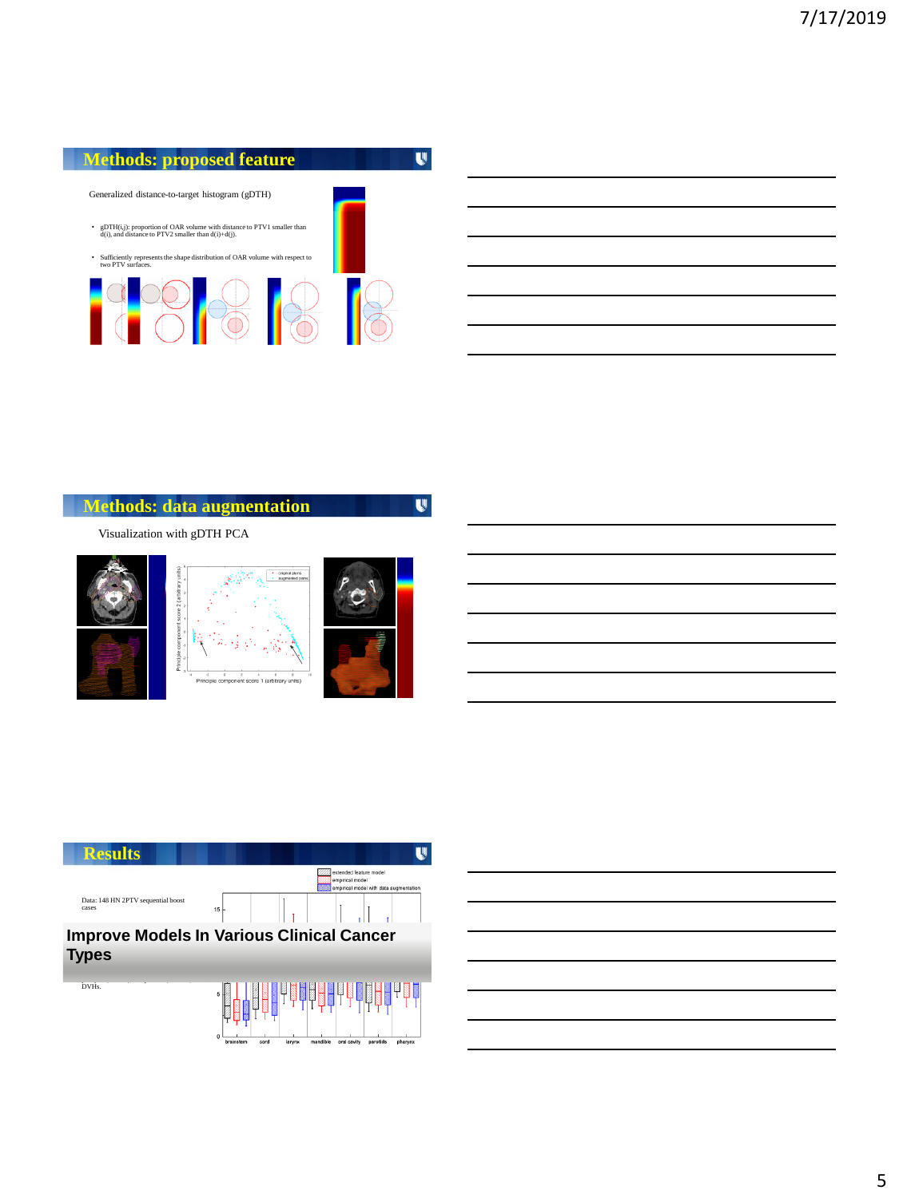## Methods: proposed feature

Generalized distance-to-target histogram (gDTH)

- gDTH(i,j): proportion of OAR volume with distance to PTV1 smaller than d(i), and distance to PTV2 smaller than d(i)+d(j).
- Sufficiently represents the shape distribution of OAR volume with respect to two PTV surfaces.

## Methods: data augmentation

Visualization with gDTH PCA

## Results

Data: 148 HN 2PTV sequential boost cases

**Improve Models In Various Clinical Cancer Types**

DVHs.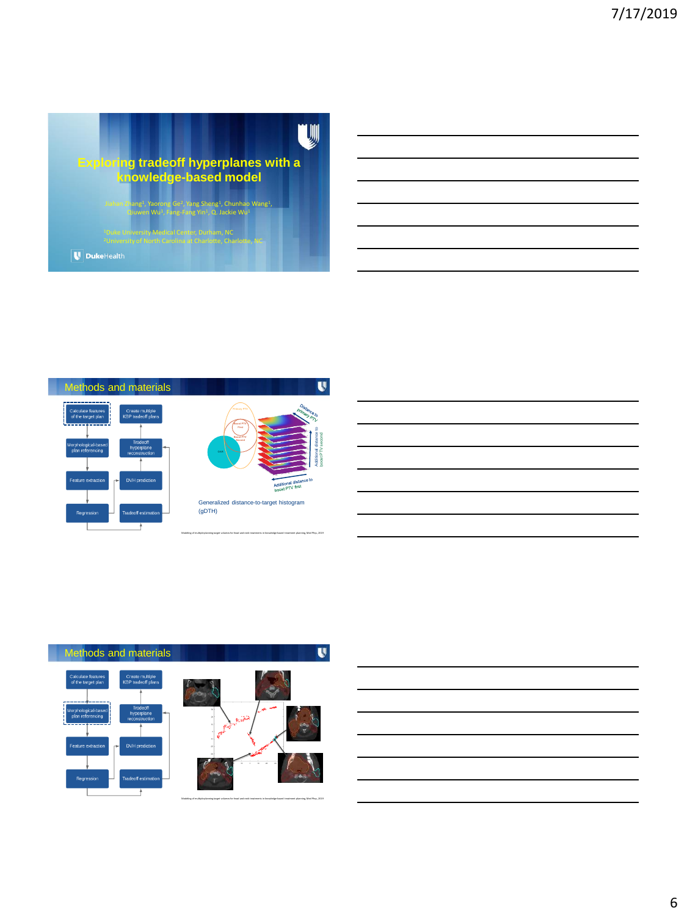# Exploring tradeoff hyperplanes with a knowledge-based model

Jiahan Zhang[1], Yaorong Ge[2], Yang Sheng[1], Chunhao Wang[1], Qiuwen Wu[1], Fang-Fang Yin[1], Q. Jackie Wu[1]

[1]Duke University Medical Center, Durham, NC
[2]University of North Carolina at Charlotte, Charlotte, NC

DukeHealth

## Methods and materials

- Calculate features of the target plan
- Morphological-based plan referencing
- Feature extraction
- Regression
- Create multiple KBP tradeoff plans
- Tradeoff hyperplane reconstruction
- DVH prediction
- Tradeoff estimation

Primary PTV, Boost PTV first, Boost PTV second, OAR

Distance to primary PTV; Additional distance to boost PTV second; Additional distance to boost PTV first

Generalized distance-to-target histogram (gDTH)

Modeling of multiple planning target volumes for head and neck treatments in knowledge-based treatment planning, Med Phys, 2019

## Methods and materials

- Calculate features of the target plan
- Morphological-based plan referencing
- Feature extraction
- Regression
- Create multiple KBP tradeoff plans
- Tradeoff hyperplane reconstruction
- DVH prediction
- Tradeoff estimation

Modeling of multiple planning target volumes for head and neck treatments in knowledge-based treatment planning, Med Phys, 2019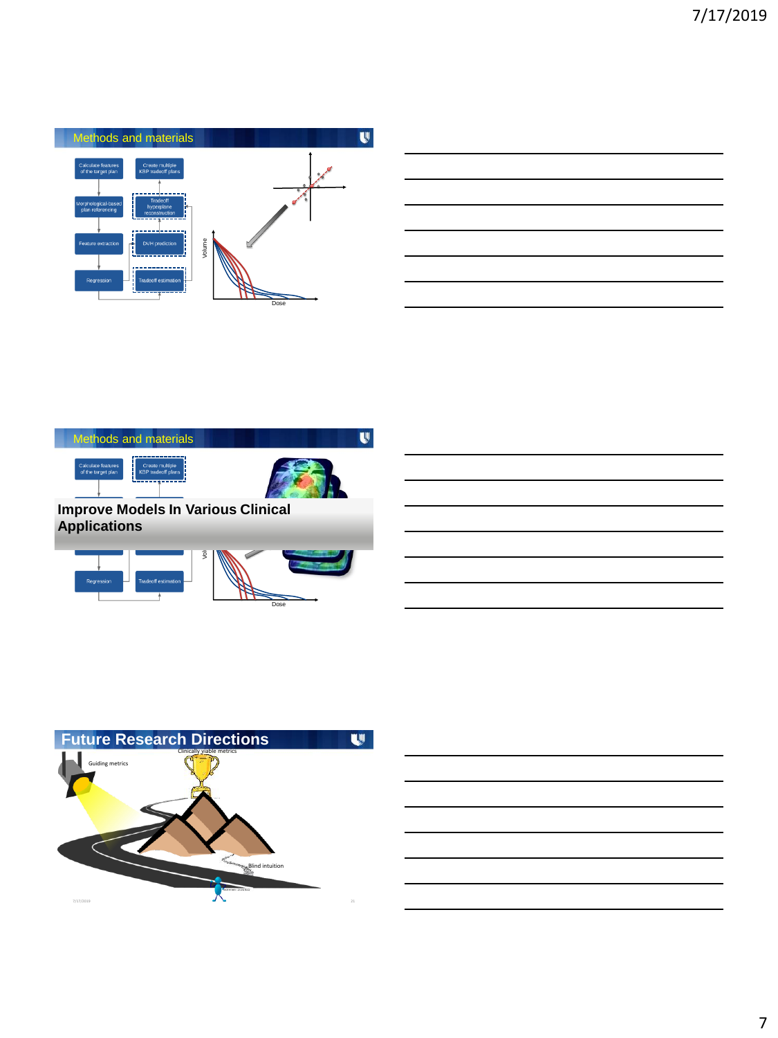## Methods and materials

Calculate features of the target plan

Create multiple KBP tradeoff plans

Morphological-based plan referencing

Tradeoff hyperplane reconstruction

Feature extraction

DVH prediction

Regression

Tradeoff estimation

Volume

Dose

## Methods and materials

Calculate features of the target plan

Create multiple KBP tradeoff plans

**Improve Models In Various Clinical Applications**

Regression

Tradeoff estimation

Dose

## Future Research Directions

Guiding metrics

Clinically viable metrics

Blind intuition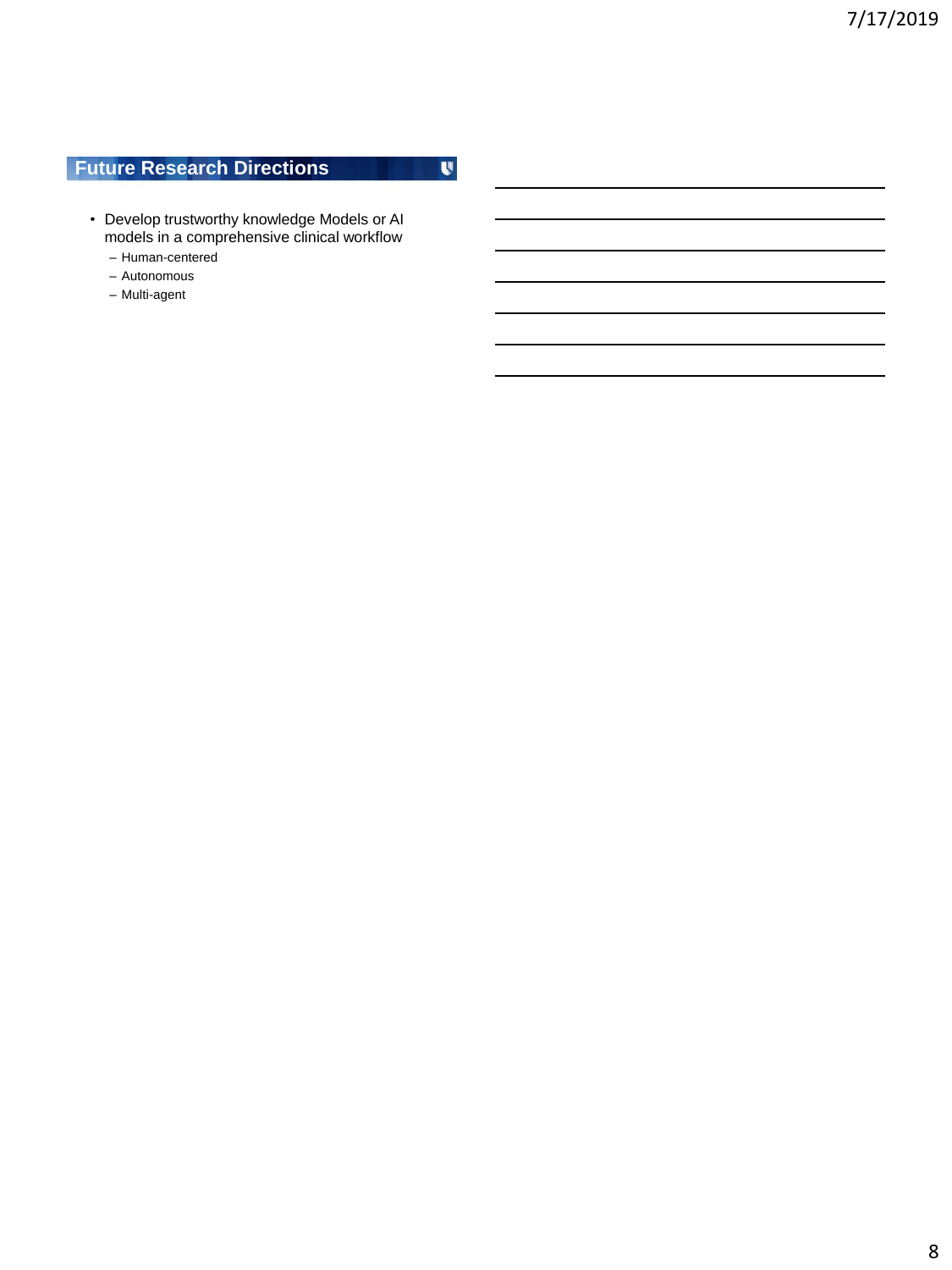## Future Research Directions

- Develop trustworthy knowledge Models or AI models in a comprehensive clinical workflow
  - Human-centered
  - Autonomous
  - Multi-agent